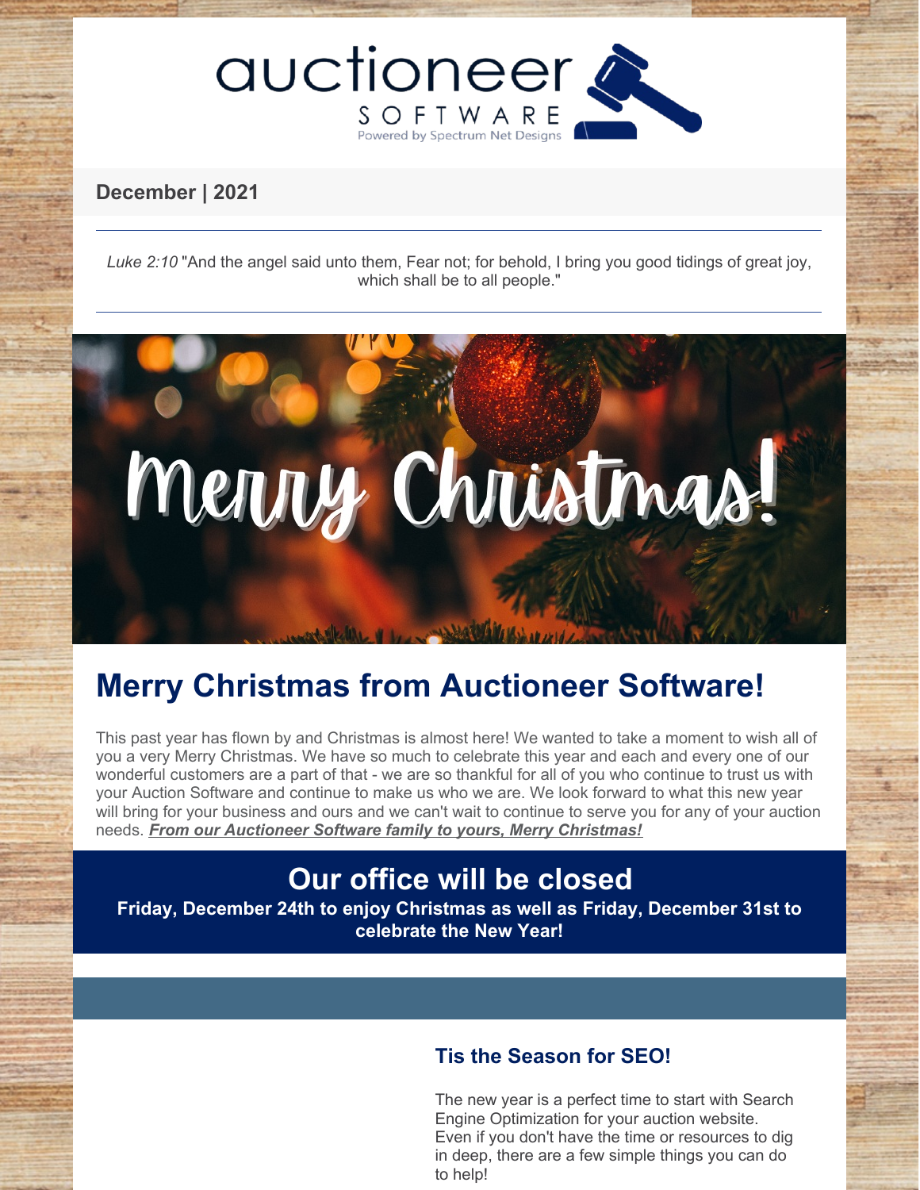auctioneer SOFTWARE

Powered by Spectrum Net Designs

**December | 2021**

---

*Luke 2:10* "And the angel said unto them, Fear not; for behold, I bring you good tidings of great joy, which shall be to all people."

---

Merry Christmas!

# Merry Christmas from Auctioneer Software!

This past year has flown by and Christmas is almost here! We wanted to take a moment to wish all of you a very Merry Christmas. We have so much to celebrate this year and each and every one of our wonderful customers are a part of that - we are so thankful for all of you who continue to trust us with your Auction Software and continue to make us who we are. We look forward to what this new year will bring for your business and ours and we can't wait to continue to serve you for any of your auction needs. ***From our Auctioneer Software family to yours, Merry Christmas!***

## Our office will be closed

**Friday, December 24th to enjoy Christmas as well as Friday, December 31st to celebrate the New Year!**

### Tis the Season for SEO!

The new year is a perfect time to start with Search Engine Optimization for your auction website. Even if you don't have the time or resources to dig in deep, there are a few simple things you can do to help!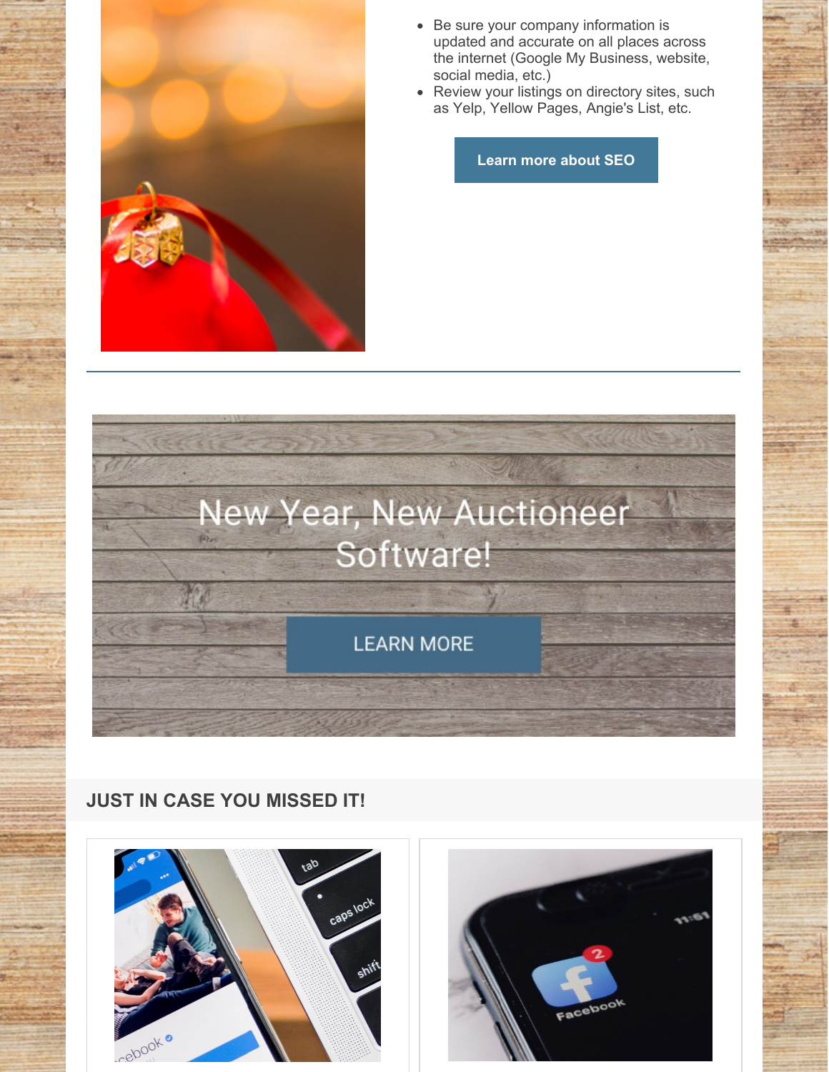- Be sure your company information is updated and accurate on all places across the internet (Google My Business, website, social media, etc.)
- Review your listings on directory sites, such as Yelp, Yellow Pages, Angie's List, etc.

**Learn more about SEO**

---

New Year, New Auctioneer Software!

LEARN MORE

## JUST IN CASE YOU MISSED IT!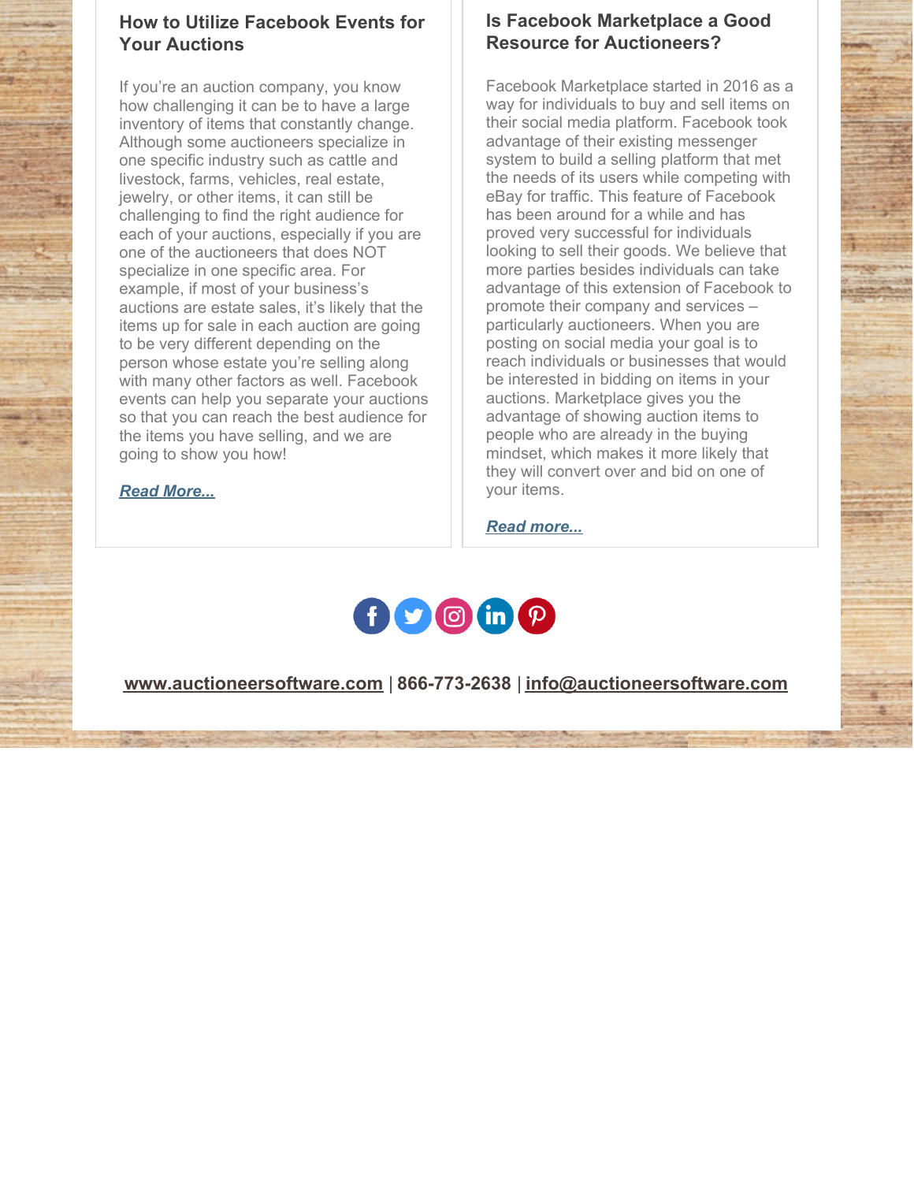### How to Utilize Facebook Events for Your Auctions

If you're an auction company, you know how challenging it can be to have a large inventory of items that constantly change. Although some auctioneers specialize in one specific industry such as cattle and livestock, farms, vehicles, real estate, jewelry, or other items, it can still be challenging to find the right audience for each of your auctions, especially if you are one of the auctioneers that does NOT specialize in one specific area. For example, if most of your business's auctions are estate sales, it's likely that the items up for sale in each auction are going to be very different depending on the person whose estate you're selling along with many other factors as well. Facebook events can help you separate your auctions so that you can reach the best audience for the items you have selling, and we are going to show you how!

***Read More...***

### Is Facebook Marketplace a Good Resource for Auctioneers?

Facebook Marketplace started in 2016 as a way for individuals to buy and sell items on their social media platform. Facebook took advantage of their existing messenger system to build a selling platform that met the needs of its users while competing with eBay for traffic. This feature of Facebook has been around for a while and has proved very successful for individuals looking to sell their goods. We believe that more parties besides individuals can take advantage of this extension of Facebook to promote their company and services – particularly auctioneers. When you are posting on social media your goal is to reach individuals or businesses that would be interested in bidding on items in your auctions. Marketplace gives you the advantage of showing auction items to people who are already in the buying mindset, which makes it more likely that they will convert over and bid on one of your items.

***Read more...***

**www.auctioneersoftware.com | 866-773-2638 | info@auctioneersoftware.com**